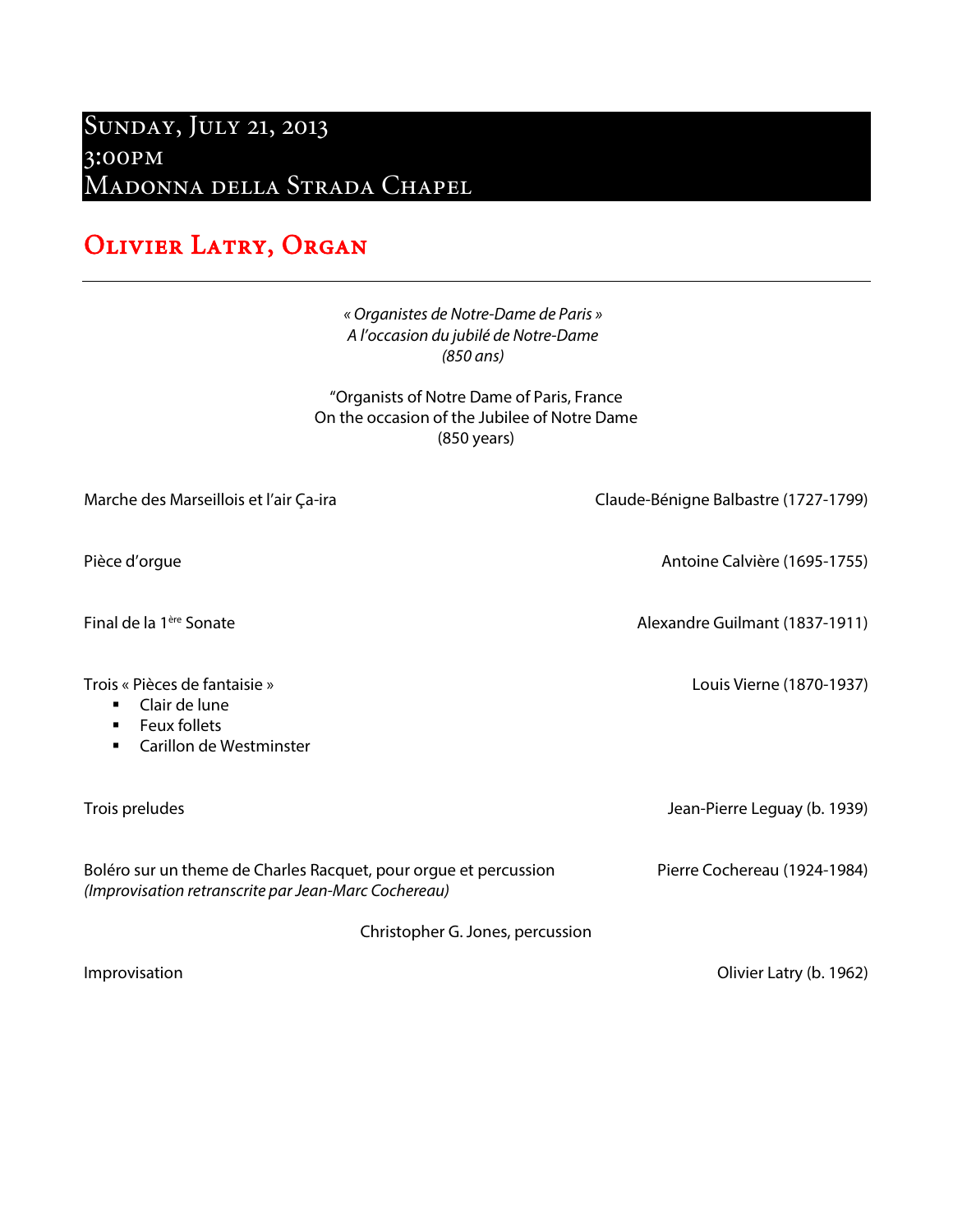## Sunday, July 21, 2013
## 3:00pm
## Madonna della Strada Chapel

# Olivier Latry, Organ

---

*« Organistes de Notre-Dame de Paris »*
*A l'occasion du jubilé de Notre-Dame*
*(850 ans)*

"Organists of Notre Dame of Paris, France
On the occasion of the Jubilee of Notre Dame
(850 years)

Marche des Marseillois et l'air Ça-ira — Claude-Bénigne Balbastre (1727-1799)

Pièce d'orgue — Antoine Calvière (1695-1755)

Final de la 1ère Sonate — Alexandre Guilmant (1837-1911)

Trois « Pièces de fantaisie » — Louis Vierne (1870-1937)

- Clair de lune
- Feux follets
- Carillon de Westminster

Trois preludes — Jean-Pierre Leguay (b. 1939)

Boléro sur un theme de Charles Racquet, pour orgue et percussion — Pierre Cochereau (1924-1984)
*(Improvisation retranscrite par Jean-Marc Cochereau)*

Christopher G. Jones, percussion

Improvisation — Olivier Latry (b. 1962)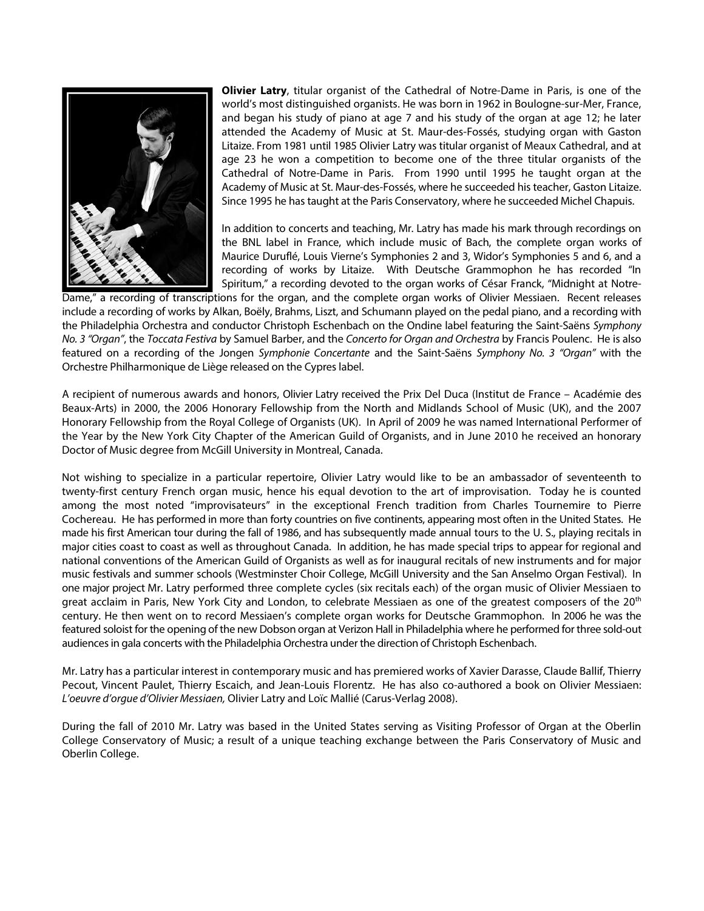**Olivier Latry**, titular organist of the Cathedral of Notre-Dame in Paris, is one of the world's most distinguished organists. He was born in 1962 in Boulogne-sur-Mer, France, and began his study of piano at age 7 and his study of the organ at age 12; he later attended the Academy of Music at St. Maur-des-Fossés, studying organ with Gaston Litaize. From 1981 until 1985 Olivier Latry was titular organist of Meaux Cathedral, and at age 23 he won a competition to become one of the three titular organists of the Cathedral of Notre-Dame in Paris. From 1990 until 1995 he taught organ at the Academy of Music at St. Maur-des-Fossés, where he succeeded his teacher, Gaston Litaize. Since 1995 he has taught at the Paris Conservatory, where he succeeded Michel Chapuis.

In addition to concerts and teaching, Mr. Latry has made his mark through recordings on the BNL label in France, which include music of Bach, the complete organ works of Maurice Duruflé, Louis Vierne's Symphonies 2 and 3, Widor's Symphonies 5 and 6, and a recording of works by Litaize. With Deutsche Grammophon he has recorded "In Spiritum," a recording devoted to the organ works of César Franck, "Midnight at Notre-Dame," a recording of transcriptions for the organ, and the complete organ works of Olivier Messiaen. Recent releases include a recording of works by Alkan, Boëly, Brahms, Liszt, and Schumann played on the pedal piano, and a recording with the Philadelphia Orchestra and conductor Christoph Eschenbach on the Ondine label featuring the Saint-Saëns *Symphony No. 3 "Organ"*, the *Toccata Festiva* by Samuel Barber, and the *Concerto for Organ and Orchestra* by Francis Poulenc. He is also featured on a recording of the Jongen *Symphonie Concertante* and the Saint-Saëns *Symphony No. 3 "Organ"* with the Orchestre Philharmonique de Liège released on the Cypres label.

A recipient of numerous awards and honors, Olivier Latry received the Prix Del Duca (Institut de France – Académie des Beaux-Arts) in 2000, the 2006 Honorary Fellowship from the North and Midlands School of Music (UK), and the 2007 Honorary Fellowship from the Royal College of Organists (UK). In April of 2009 he was named International Performer of the Year by the New York City Chapter of the American Guild of Organists, and in June 2010 he received an honorary Doctor of Music degree from McGill University in Montreal, Canada.

Not wishing to specialize in a particular repertoire, Olivier Latry would like to be an ambassador of seventeenth to twenty-first century French organ music, hence his equal devotion to the art of improvisation. Today he is counted among the most noted "improvisateurs" in the exceptional French tradition from Charles Tournemire to Pierre Cochereau. He has performed in more than forty countries on five continents, appearing most often in the United States. He made his first American tour during the fall of 1986, and has subsequently made annual tours to the U. S., playing recitals in major cities coast to coast as well as throughout Canada. In addition, he has made special trips to appear for regional and national conventions of the American Guild of Organists as well as for inaugural recitals of new instruments and for major music festivals and summer schools (Westminster Choir College, McGill University and the San Anselmo Organ Festival). In one major project Mr. Latry performed three complete cycles (six recitals each) of the organ music of Olivier Messiaen to great acclaim in Paris, New York City and London, to celebrate Messiaen as one of the greatest composers of the 20th century. He then went on to record Messiaen's complete organ works for Deutsche Grammophon. In 2006 he was the featured soloist for the opening of the new Dobson organ at Verizon Hall in Philadelphia where he performed for three sold-out audiences in gala concerts with the Philadelphia Orchestra under the direction of Christoph Eschenbach.

Mr. Latry has a particular interest in contemporary music and has premiered works of Xavier Darasse, Claude Ballif, Thierry Pecout, Vincent Paulet, Thierry Escaich, and Jean-Louis Florentz. He has also co-authored a book on Olivier Messiaen: *L'oeuvre d'orgue d'Olivier Messiaen,* Olivier Latry and Loïc Mallié (Carus-Verlag 2008).

During the fall of 2010 Mr. Latry was based in the United States serving as Visiting Professor of Organ at the Oberlin College Conservatory of Music; a result of a unique teaching exchange between the Paris Conservatory of Music and Oberlin College.